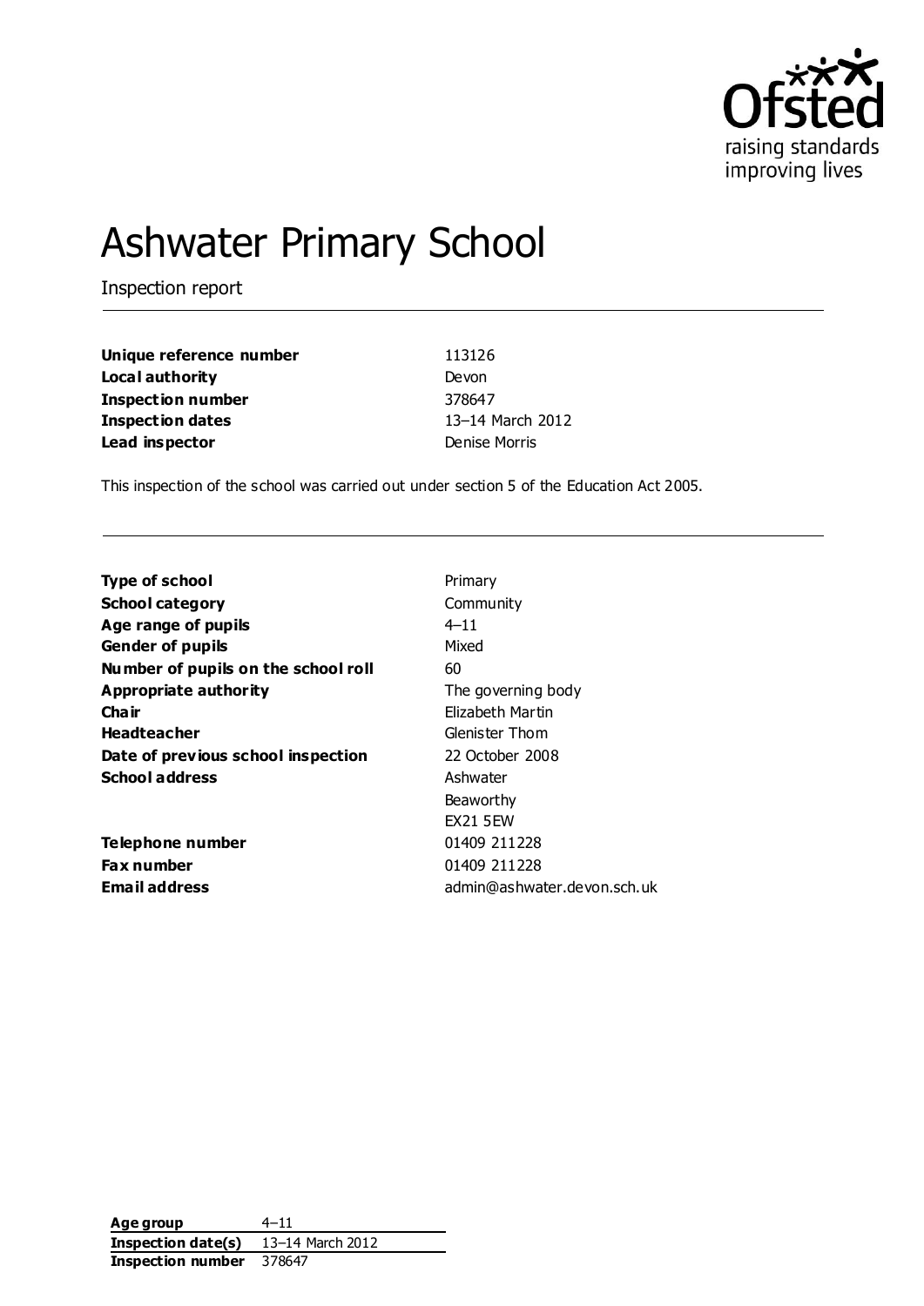# Ashwater Primary School

Inspection report

| | |
|---|---|
| **Unique reference number** | 113126 |
| **Local authority** | Devon |
| **Inspection number** | 378647 |
| **Inspection dates** | 13–14 March 2012 |
| **Lead inspector** | Denise Morris |

This inspection of the school was carried out under section 5 of the Education Act 2005.

| | |
|---|---|
| **Type of school** | Primary |
| **School category** | Community |
| **Age range of pupils** | 4–11 |
| **Gender of pupils** | Mixed |
| **Number of pupils on the school roll** | 60 |
| **Appropriate authority** | The governing body |
| **Chair** | Elizabeth Martin |
| **Headteacher** | Glenister Thom |
| **Date of previous school inspection** | 22 October 2008 |
| **School address** | Ashwater<br>Beaworthy<br>EX21 5EW |
| **Telephone number** | 01409 211228 |
| **Fax number** | 01409 211228 |
| **Email address** | admin@ashwater.devon.sch.uk |

| | |
|---|---|
| **Age group** | 4–11 |
| **Inspection date(s)** | 13–14 March 2012 |
| **Inspection number** | 378647 |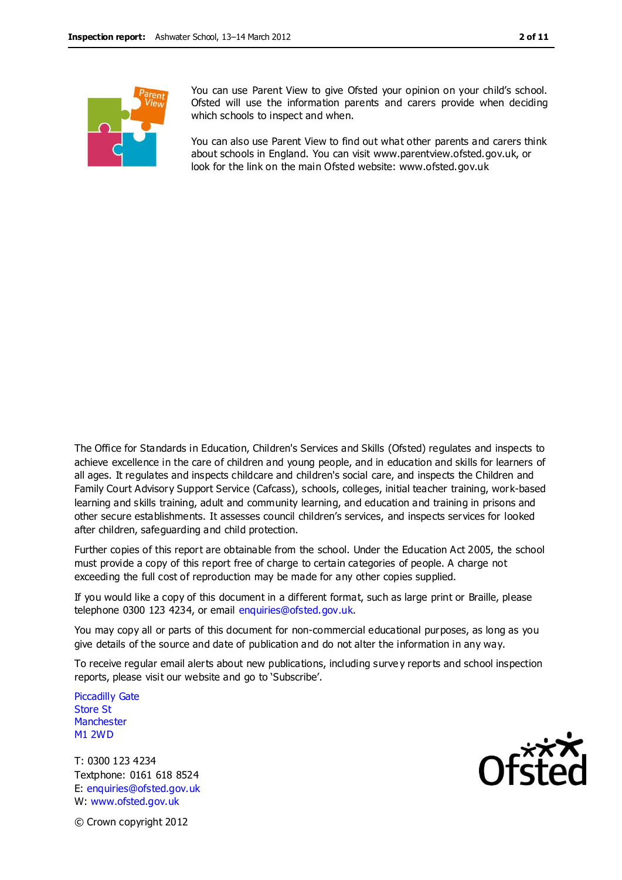You can use Parent View to give Ofsted your opinion on your child's school. Ofsted will use the information parents and carers provide when deciding which schools to inspect and when.

You can also use Parent View to find out what other parents and carers think about schools in England. You can visit www.parentview.ofsted.gov.uk, or look for the link on the main Ofsted website: www.ofsted.gov.uk

The Office for Standards in Education, Children's Services and Skills (Ofsted) regulates and inspects to achieve excellence in the care of children and young people, and in education and skills for learners of all ages. It regulates and inspects childcare and children's social care, and inspects the Children and Family Court Advisory Support Service (Cafcass), schools, colleges, initial teacher training, work-based learning and skills training, adult and community learning, and education and training in prisons and other secure establishments. It assesses council children's services, and inspects services for looked after children, safeguarding and child protection.

Further copies of this report are obtainable from the school. Under the Education Act 2005, the school must provide a copy of this report free of charge to certain categories of people. A charge not exceeding the full cost of reproduction may be made for any other copies supplied.

If you would like a copy of this document in a different format, such as large print or Braille, please telephone 0300 123 4234, or email enquiries@ofsted.gov.uk.

You may copy all or parts of this document for non-commercial educational purposes, as long as you give details of the source and date of publication and do not alter the information in any way.

To receive regular email alerts about new publications, including survey reports and school inspection reports, please visit our website and go to 'Subscribe'.

Piccadilly Gate
Store St
Manchester
M1 2WD

T: 0300 123 4234
Textphone: 0161 618 8524
E: enquiries@ofsted.gov.uk
W: www.ofsted.gov.uk

© Crown copyright 2012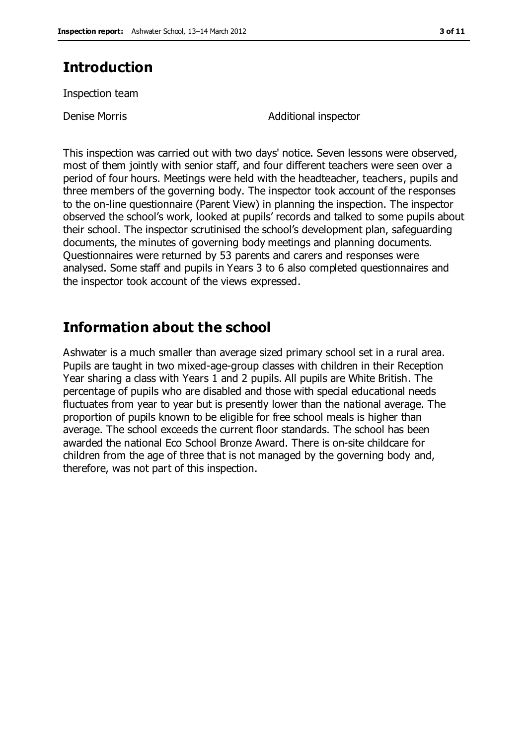## Introduction

Inspection team

Denise Morris Additional inspector

This inspection was carried out with two days' notice. Seven lessons were observed, most of them jointly with senior staff, and four different teachers were seen over a period of four hours. Meetings were held with the headteacher, teachers, pupils and three members of the governing body. The inspector took account of the responses to the on-line questionnaire (Parent View) in planning the inspection. The inspector observed the school's work, looked at pupils' records and talked to some pupils about their school. The inspector scrutinised the school's development plan, safeguarding documents, the minutes of governing body meetings and planning documents. Questionnaires were returned by 53 parents and carers and responses were analysed. Some staff and pupils in Years 3 to 6 also completed questionnaires and the inspector took account of the views expressed.

## Information about the school

Ashwater is a much smaller than average sized primary school set in a rural area. Pupils are taught in two mixed-age-group classes with children in their Reception Year sharing a class with Years 1 and 2 pupils. All pupils are White British. The percentage of pupils who are disabled and those with special educational needs fluctuates from year to year but is presently lower than the national average. The proportion of pupils known to be eligible for free school meals is higher than average. The school exceeds the current floor standards. The school has been awarded the national Eco School Bronze Award. There is on-site childcare for children from the age of three that is not managed by the governing body and, therefore, was not part of this inspection.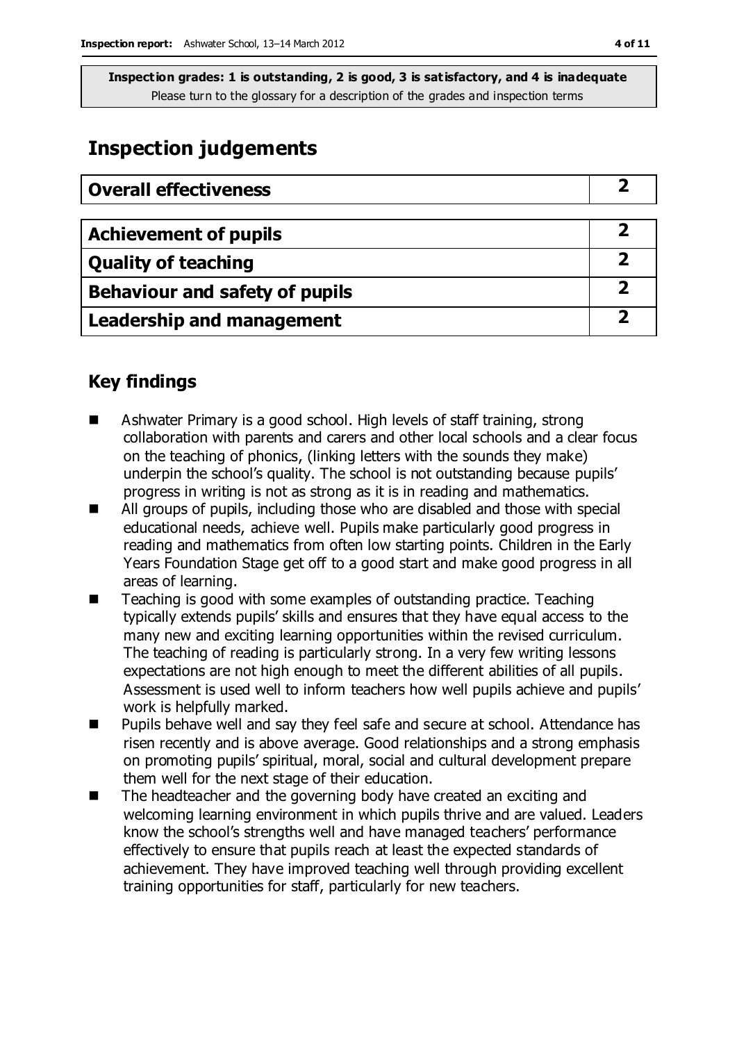**Inspection grades: 1 is outstanding, 2 is good, 3 is satisfactory, and 4 is inadequate**
Please turn to the glossary for a description of the grades and inspection terms

## Inspection judgements

| Overall effectiveness | 2 |
|---|---|

| Achievement of pupils | 2 |
|---|---|
| Quality of teaching | 2 |
| Behaviour and safety of pupils | 2 |
| Leadership and management | 2 |

### Key findings

- Ashwater Primary is a good school. High levels of staff training, strong collaboration with parents and carers and other local schools and a clear focus on the teaching of phonics, (linking letters with the sounds they make) underpin the school's quality. The school is not outstanding because pupils' progress in writing is not as strong as it is in reading and mathematics.
- All groups of pupils, including those who are disabled and those with special educational needs, achieve well. Pupils make particularly good progress in reading and mathematics from often low starting points. Children in the Early Years Foundation Stage get off to a good start and make good progress in all areas of learning.
- Teaching is good with some examples of outstanding practice. Teaching typically extends pupils' skills and ensures that they have equal access to the many new and exciting learning opportunities within the revised curriculum. The teaching of reading is particularly strong. In a very few writing lessons expectations are not high enough to meet the different abilities of all pupils. Assessment is used well to inform teachers how well pupils achieve and pupils' work is helpfully marked.
- Pupils behave well and say they feel safe and secure at school. Attendance has risen recently and is above average. Good relationships and a strong emphasis on promoting pupils' spiritual, moral, social and cultural development prepare them well for the next stage of their education.
- The headteacher and the governing body have created an exciting and welcoming learning environment in which pupils thrive and are valued. Leaders know the school's strengths well and have managed teachers' performance effectively to ensure that pupils reach at least the expected standards of achievement. They have improved teaching well through providing excellent training opportunities for staff, particularly for new teachers.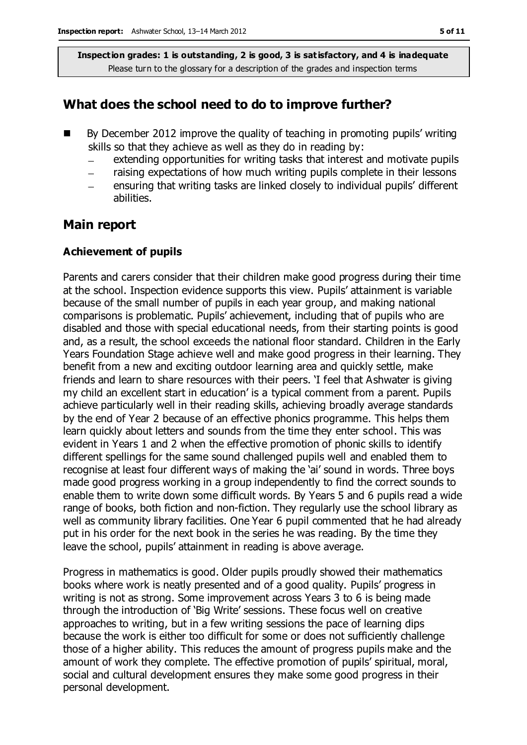**Inspection grades: 1 is outstanding, 2 is good, 3 is satisfactory, and 4 is inadequate**
Please turn to the glossary for a description of the grades and inspection terms

## What does the school need to do to improve further?

- By December 2012 improve the quality of teaching in promoting pupils' writing skills so that they achieve as well as they do in reading by:
  - extending opportunities for writing tasks that interest and motivate pupils
  - raising expectations of how much writing pupils complete in their lessons
  - ensuring that writing tasks are linked closely to individual pupils' different abilities.

## Main report

### Achievement of pupils

Parents and carers consider that their children make good progress during their time at the school. Inspection evidence supports this view. Pupils' attainment is variable because of the small number of pupils in each year group, and making national comparisons is problematic. Pupils' achievement, including that of pupils who are disabled and those with special educational needs, from their starting points is good and, as a result, the school exceeds the national floor standard. Children in the Early Years Foundation Stage achieve well and make good progress in their learning. They benefit from a new and exciting outdoor learning area and quickly settle, make friends and learn to share resources with their peers. 'I feel that Ashwater is giving my child an excellent start in education' is a typical comment from a parent. Pupils achieve particularly well in their reading skills, achieving broadly average standards by the end of Year 2 because of an effective phonics programme. This helps them learn quickly about letters and sounds from the time they enter school. This was evident in Years 1 and 2 when the effective promotion of phonic skills to identify different spellings for the same sound challenged pupils well and enabled them to recognise at least four different ways of making the 'ai' sound in words. Three boys made good progress working in a group independently to find the correct sounds to enable them to write down some difficult words. By Years 5 and 6 pupils read a wide range of books, both fiction and non-fiction. They regularly use the school library as well as community library facilities. One Year 6 pupil commented that he had already put in his order for the next book in the series he was reading. By the time they leave the school, pupils' attainment in reading is above average.

Progress in mathematics is good. Older pupils proudly showed their mathematics books where work is neatly presented and of a good quality. Pupils' progress in writing is not as strong. Some improvement across Years 3 to 6 is being made through the introduction of 'Big Write' sessions. These focus well on creative approaches to writing, but in a few writing sessions the pace of learning dips because the work is either too difficult for some or does not sufficiently challenge those of a higher ability. This reduces the amount of progress pupils make and the amount of work they complete. The effective promotion of pupils' spiritual, moral, social and cultural development ensures they make some good progress in their personal development.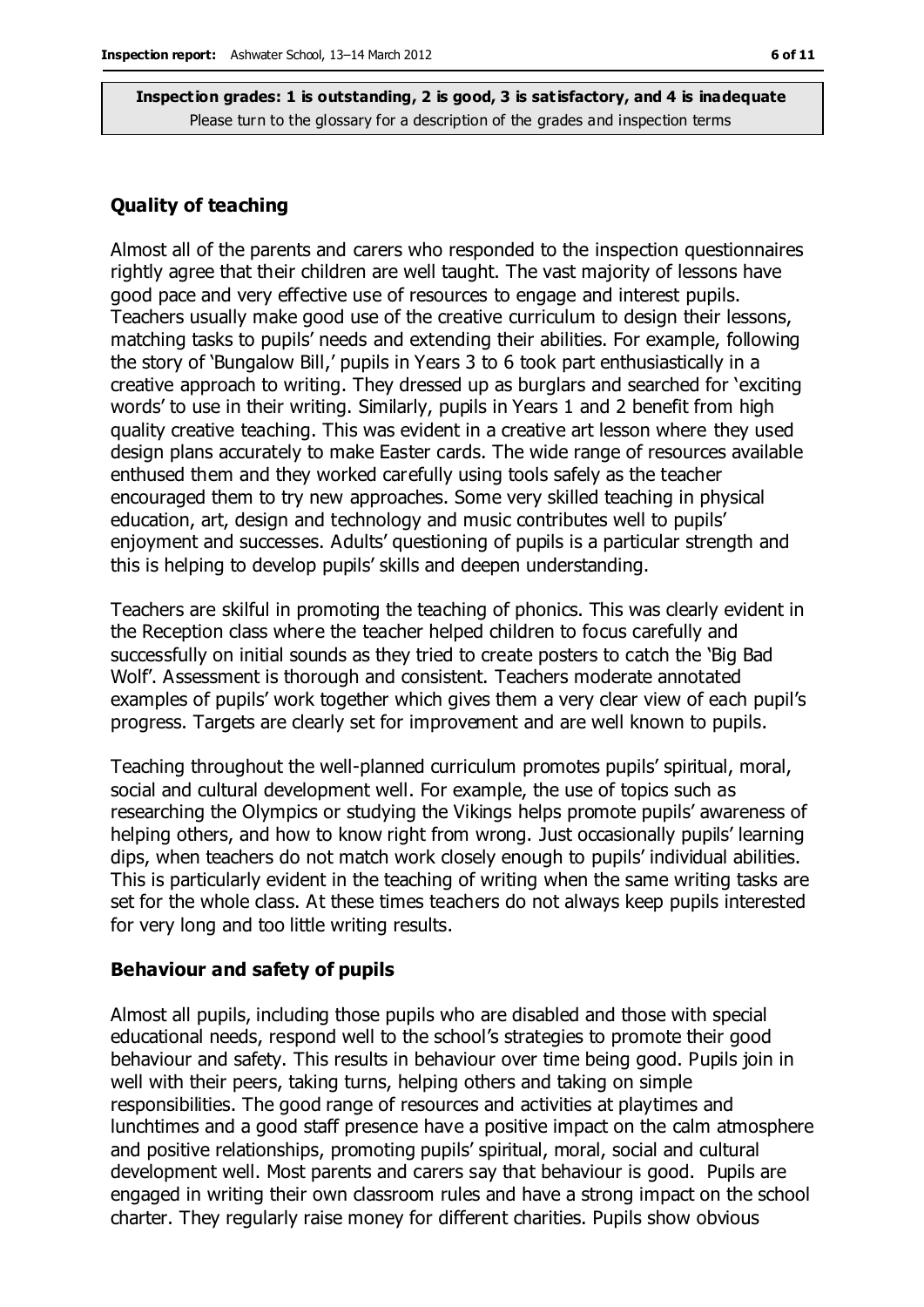**Inspection grades: 1 is outstanding, 2 is good, 3 is satisfactory, and 4 is inadequate**
Please turn to the glossary for a description of the grades and inspection terms

### Quality of teaching

Almost all of the parents and carers who responded to the inspection questionnaires rightly agree that their children are well taught. The vast majority of lessons have good pace and very effective use of resources to engage and interest pupils. Teachers usually make good use of the creative curriculum to design their lessons, matching tasks to pupils' needs and extending their abilities. For example, following the story of 'Bungalow Bill,' pupils in Years 3 to 6 took part enthusiastically in a creative approach to writing. They dressed up as burglars and searched for 'exciting words' to use in their writing. Similarly, pupils in Years 1 and 2 benefit from high quality creative teaching. This was evident in a creative art lesson where they used design plans accurately to make Easter cards. The wide range of resources available enthused them and they worked carefully using tools safely as the teacher encouraged them to try new approaches. Some very skilled teaching in physical education, art, design and technology and music contributes well to pupils' enjoyment and successes. Adults' questioning of pupils is a particular strength and this is helping to develop pupils' skills and deepen understanding.

Teachers are skilful in promoting the teaching of phonics. This was clearly evident in the Reception class where the teacher helped children to focus carefully and successfully on initial sounds as they tried to create posters to catch the 'Big Bad Wolf'. Assessment is thorough and consistent. Teachers moderate annotated examples of pupils' work together which gives them a very clear view of each pupil's progress. Targets are clearly set for improvement and are well known to pupils.

Teaching throughout the well-planned curriculum promotes pupils' spiritual, moral, social and cultural development well. For example, the use of topics such as researching the Olympics or studying the Vikings helps promote pupils' awareness of helping others, and how to know right from wrong. Just occasionally pupils' learning dips, when teachers do not match work closely enough to pupils' individual abilities. This is particularly evident in the teaching of writing when the same writing tasks are set for the whole class. At these times teachers do not always keep pupils interested for very long and too little writing results.

### Behaviour and safety of pupils

Almost all pupils, including those pupils who are disabled and those with special educational needs, respond well to the school's strategies to promote their good behaviour and safety. This results in behaviour over time being good. Pupils join in well with their peers, taking turns, helping others and taking on simple responsibilities. The good range of resources and activities at playtimes and lunchtimes and a good staff presence have a positive impact on the calm atmosphere and positive relationships, promoting pupils' spiritual, moral, social and cultural development well. Most parents and carers say that behaviour is good. Pupils are engaged in writing their own classroom rules and have a strong impact on the school charter. They regularly raise money for different charities. Pupils show obvious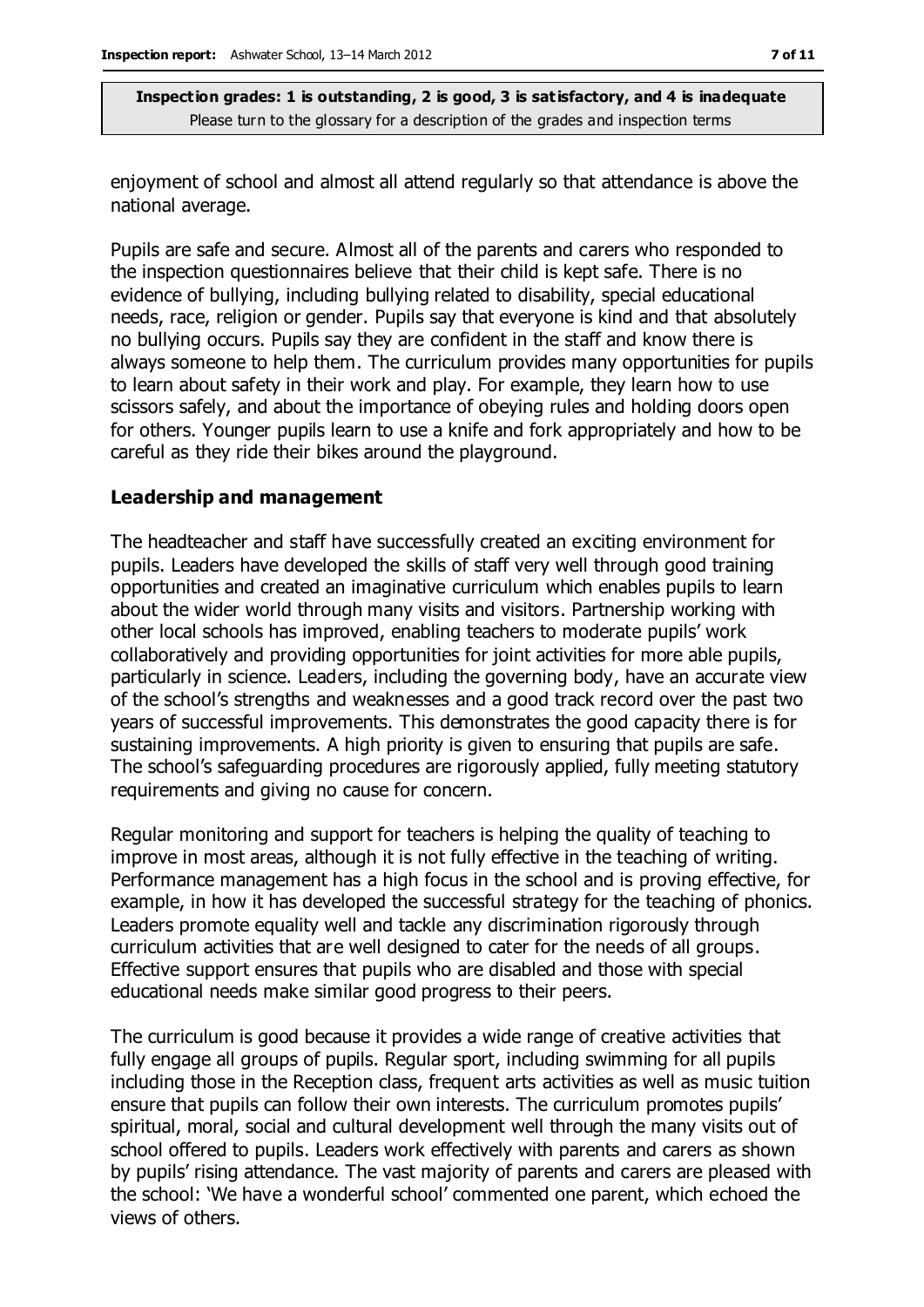enjoyment of school and almost all attend regularly so that attendance is above the national average.

Pupils are safe and secure. Almost all of the parents and carers who responded to the inspection questionnaires believe that their child is kept safe. There is no evidence of bullying, including bullying related to disability, special educational needs, race, religion or gender. Pupils say that everyone is kind and that absolutely no bullying occurs. Pupils say they are confident in the staff and know there is always someone to help them. The curriculum provides many opportunities for pupils to learn about safety in their work and play. For example, they learn how to use scissors safely, and about the importance of obeying rules and holding doors open for others. Younger pupils learn to use a knife and fork appropriately and how to be careful as they ride their bikes around the playground.

### Leadership and management

The headteacher and staff have successfully created an exciting environment for pupils. Leaders have developed the skills of staff very well through good training opportunities and created an imaginative curriculum which enables pupils to learn about the wider world through many visits and visitors. Partnership working with other local schools has improved, enabling teachers to moderate pupils' work collaboratively and providing opportunities for joint activities for more able pupils, particularly in science. Leaders, including the governing body, have an accurate view of the school's strengths and weaknesses and a good track record over the past two years of successful improvements. This demonstrates the good capacity there is for sustaining improvements. A high priority is given to ensuring that pupils are safe. The school's safeguarding procedures are rigorously applied, fully meeting statutory requirements and giving no cause for concern.

Regular monitoring and support for teachers is helping the quality of teaching to improve in most areas, although it is not fully effective in the teaching of writing. Performance management has a high focus in the school and is proving effective, for example, in how it has developed the successful strategy for the teaching of phonics. Leaders promote equality well and tackle any discrimination rigorously through curriculum activities that are well designed to cater for the needs of all groups. Effective support ensures that pupils who are disabled and those with special educational needs make similar good progress to their peers.

The curriculum is good because it provides a wide range of creative activities that fully engage all groups of pupils. Regular sport, including swimming for all pupils including those in the Reception class, frequent arts activities as well as music tuition ensure that pupils can follow their own interests. The curriculum promotes pupils' spiritual, moral, social and cultural development well through the many visits out of school offered to pupils. Leaders work effectively with parents and carers as shown by pupils' rising attendance. The vast majority of parents and carers are pleased with the school: 'We have a wonderful school' commented one parent, which echoed the views of others.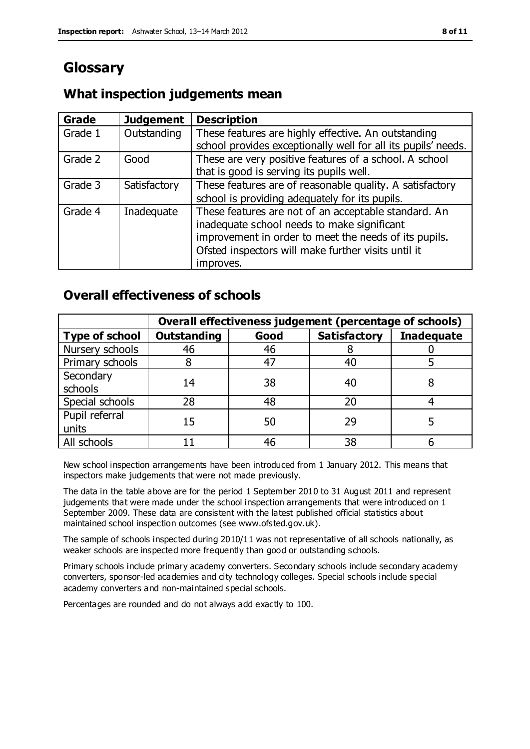# Glossary

## What inspection judgements mean

| Grade | Judgement | Description |
|---|---|---|
| Grade 1 | Outstanding | These features are highly effective. An outstanding school provides exceptionally well for all its pupils' needs. |
| Grade 2 | Good | These are very positive features of a school. A school that is good is serving its pupils well. |
| Grade 3 | Satisfactory | These features are of reasonable quality. A satisfactory school is providing adequately for its pupils. |
| Grade 4 | Inadequate | These features are not of an acceptable standard. An inadequate school needs to make significant improvement in order to meet the needs of its pupils. Ofsted inspectors will make further visits until it improves. |

## Overall effectiveness of schools

| | Overall effectiveness judgement (percentage of schools) | | | |
|---|---|---|---|---|
| **Type of school** | **Outstanding** | **Good** | **Satisfactory** | **Inadequate** |
| Nursery schools | 46 | 46 | 8 | 0 |
| Primary schools | 8 | 47 | 40 | 5 |
| Secondary schools | 14 | 38 | 40 | 8 |
| Special schools | 28 | 48 | 20 | 4 |
| Pupil referral units | 15 | 50 | 29 | 5 |
| All schools | 11 | 46 | 38 | 6 |

New school inspection arrangements have been introduced from 1 January 2012. This means that inspectors make judgements that were not made previously.

The data in the table above are for the period 1 September 2010 to 31 August 2011 and represent judgements that were made under the school inspection arrangements that were introduced on 1 September 2009. These data are consistent with the latest published official statistics about maintained school inspection outcomes (see www.ofsted.gov.uk).

The sample of schools inspected during 2010/11 was not representative of all schools nationally, as weaker schools are inspected more frequently than good or outstanding schools.

Primary schools include primary academy converters. Secondary schools include secondary academy converters, sponsor-led academies and city technology colleges. Special schools include special academy converters and non-maintained special schools.

Percentages are rounded and do not always add exactly to 100.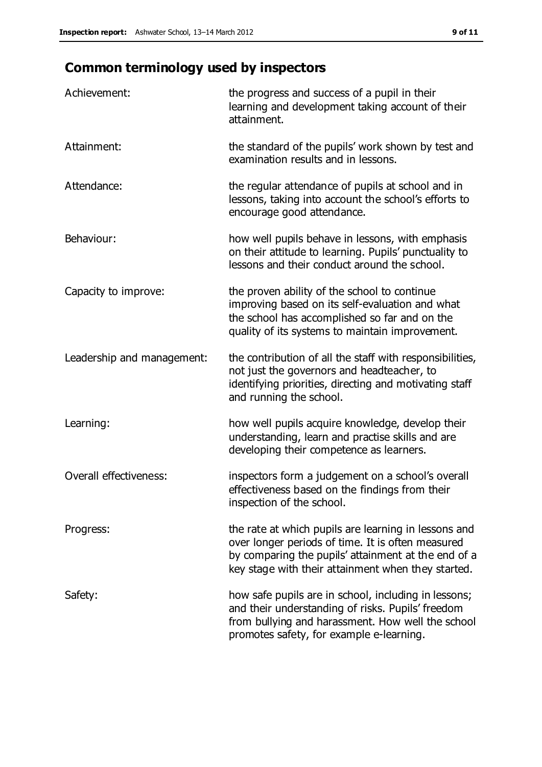## Common terminology used by inspectors

| | |
|---|---|
| Achievement: | the progress and success of a pupil in their learning and development taking account of their attainment. |
| Attainment: | the standard of the pupils' work shown by test and examination results and in lessons. |
| Attendance: | the regular attendance of pupils at school and in lessons, taking into account the school's efforts to encourage good attendance. |
| Behaviour: | how well pupils behave in lessons, with emphasis on their attitude to learning. Pupils' punctuality to lessons and their conduct around the school. |
| Capacity to improve: | the proven ability of the school to continue improving based on its self-evaluation and what the school has accomplished so far and on the quality of its systems to maintain improvement. |
| Leadership and management: | the contribution of all the staff with responsibilities, not just the governors and headteacher, to identifying priorities, directing and motivating staff and running the school. |
| Learning: | how well pupils acquire knowledge, develop their understanding, learn and practise skills and are developing their competence as learners. |
| Overall effectiveness: | inspectors form a judgement on a school's overall effectiveness based on the findings from their inspection of the school. |
| Progress: | the rate at which pupils are learning in lessons and over longer periods of time. It is often measured by comparing the pupils' attainment at the end of a key stage with their attainment when they started. |
| Safety: | how safe pupils are in school, including in lessons; and their understanding of risks. Pupils' freedom from bullying and harassment. How well the school promotes safety, for example e-learning. |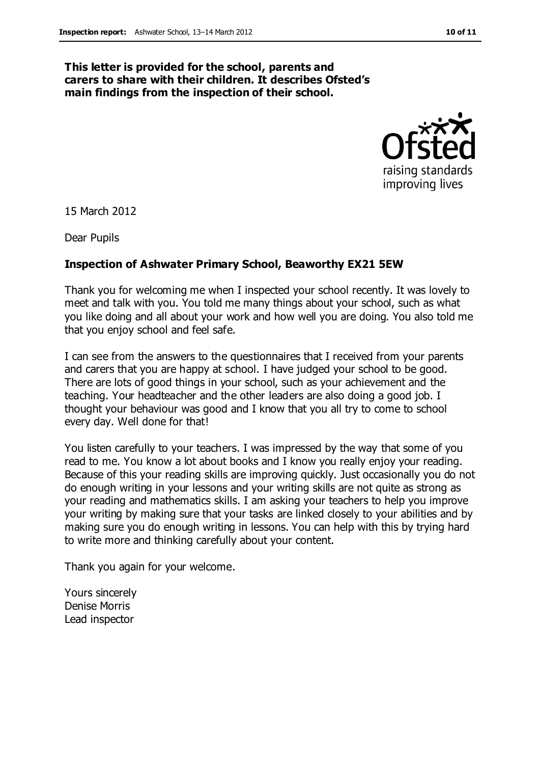**This letter is provided for the school, parents and carers to share with their children. It describes Ofsted's main findings from the inspection of their school.**

15 March 2012

Dear Pupils

**Inspection of Ashwater Primary School, Beaworthy EX21 5EW**

Thank you for welcoming me when I inspected your school recently. It was lovely to meet and talk with you. You told me many things about your school, such as what you like doing and all about your work and how well you are doing. You also told me that you enjoy school and feel safe.

I can see from the answers to the questionnaires that I received from your parents and carers that you are happy at school. I have judged your school to be good. There are lots of good things in your school, such as your achievement and the teaching. Your headteacher and the other leaders are also doing a good job. I thought your behaviour was good and I know that you all try to come to school every day. Well done for that!

You listen carefully to your teachers. I was impressed by the way that some of you read to me. You know a lot about books and I know you really enjoy your reading. Because of this your reading skills are improving quickly. Just occasionally you do not do enough writing in your lessons and your writing skills are not quite as strong as your reading and mathematics skills. I am asking your teachers to help you improve your writing by making sure that your tasks are linked closely to your abilities and by making sure you do enough writing in lessons. You can help with this by trying hard to write more and thinking carefully about your content.

Thank you again for your welcome.

Yours sincerely
Denise Morris
Lead inspector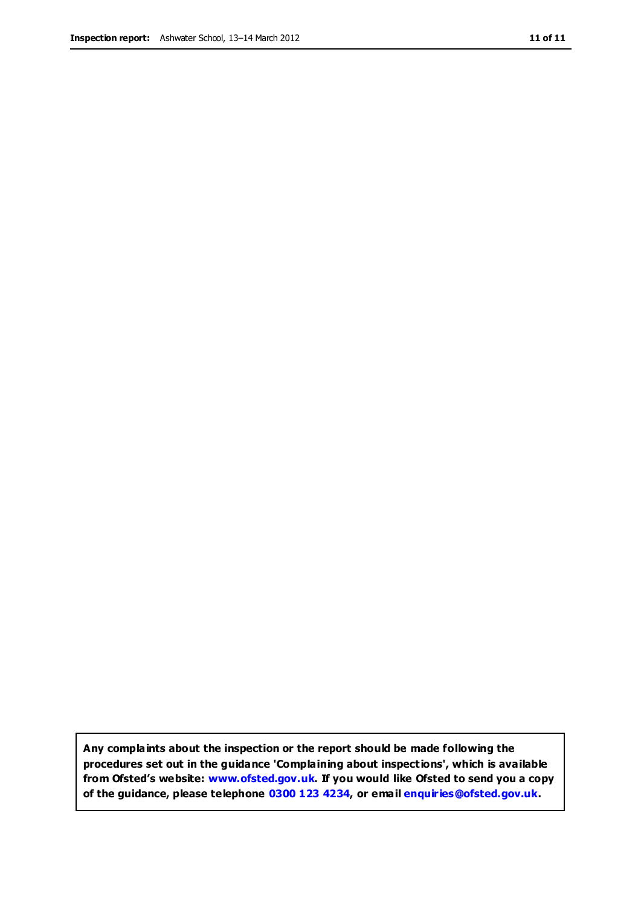**Any complaints about the inspection or the report should be made following the procedures set out in the guidance 'Complaining about inspections', which is available from Ofsted's website: www.ofsted.gov.uk. If you would like Ofsted to send you a copy of the guidance, please telephone 0300 123 4234, or email enquiries@ofsted.gov.uk.**